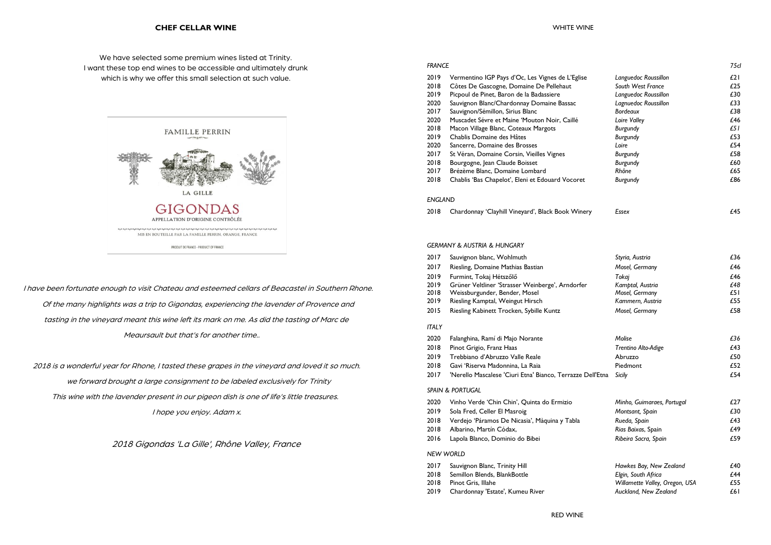## CHEF CELLAR WINE

We have selected some premium wines listed at Trinity.
I want these top end wines to be accessible and ultimately drunk
which is why we offer this small selection at such value.

FAMILLE PERRIN

LA GILLE

GIGONDAS

APPELLATION D'ORIGINE CONTRÔLÉE

MIS EN BOUTEILLE PAR LA FAMILLE PERRIN, ORANGE, FRANCE

PRODUIT DE FRANCE - PRODUCT OF FRANCE

*I have been fortunate enough to visit Chateau and esteemed cellars of Beacastel in Southern Rhone. Of the many highlights was a trip to Gigondas, experiencing the lavender of Provence and tasting in the vineyard meant this wine left its mark on me. As did the tasting of Marc de Meaursault but that's for another time..*

*2018 is a wonderful year for Rhone, I tasted these grapes in the vineyard and loved it so much. we forward brought a large consignment to be labeled exclusively for Trinity*

*This wine with the lavender present in our pigeon dish is one of life's little treasures.*

*I hope you enjoy. Adam x.*

*2018 Gigondas 'La Gille', Rhône Valley, France*

## WHITE WINE

| *FRANCE* | | | *75cl* |
|---|---|---|---|
| 2019 | Vermentino IGP Pays d'Oc, Les Vignes de L'Eglise | *Languedoc Roussillon* | £21 |
| 2018 | Côtes De Gascogne, Domaine De Pellehaut | *South West France* | £25 |
| 2019 | Picpoul de Pinet, Baron de la Badassiere | *Languedoc Roussillon* | £30 |
| 2020 | Sauvignon Blanc/Chardonnay Domaine Bassac | *Lagnuedoc Roussillon* | £33 |
| 2017 | Sauvignon/Sémillon, Sirius Blanc | *Bordeaux* | £38 |
| 2020 | Muscadet Sévre et Maine 'Mouton Noir, Caillé | *Loire Valley* | £46 |
| 2018 | Macon Village Blanc, Coteaux Margots | *Burgundy* | £51 |
| 2019 | Chablis Domaine des Hâtes | *Burgundy* | £53 |
| 2020 | Sancerre, Domaine des Brosses | *Loire* | £54 |
| 2017 | St Véran, Domaine Corsin, Vieilles Vignes | *Burgundy* | £58 |
| 2018 | Bourgogne, Jean Claude Boisset | *Burgundy* | £60 |
| 2017 | Brézème Blanc, Domaine Lombard | *Rhône* | £65 |
| 2018 | Chablis 'Bas Chapelot', Eleni et Edouard Vocoret | *Burgundy* | £86 |

| *ENGLAND* | | | |
|---|---|---|---|
| 2018 | Chardonnay 'Clayhill Vineyard', Black Book Winery | *Essex* | £45 |

| *GERMANY & AUSTRIA & HUNGARY* | | | |
|---|---|---|---|
| 2017 | Sauvignon blanc, Wohlmuth | *Styria, Austria* | £36 |
| 2017 | Riesling, Domaine Mathias Bastian | *Mosel, Germany* | £46 |
| 2019 | Furmint, Tokaj Hétszőlő | *Tokaj* | £46 |
| 2019 | Grüner Veltliner 'Strasser Weinberge', Arndorfer | *Kamptal, Austria* | £48 |
| 2018 | Weissburgunder, Bender, Mosel | *Mosel, Germany* | £51 |
| 2019 | Riesling Kamptal, Weingut Hirsch | *Kammern, Austria* | £55 |
| 2015 | Riesling Kabinett Trocken, Sybille Kuntz | *Mosel, Germany* | £58 |

| *ITALY* | | | |
|---|---|---|---|
| 2020 | Falanghina, Ramí di Majo Norante | *Molise* | £36 |
| 2018 | Pinot Grigio, Franz Haas | *Trentino Alto-Adige* | £43 |
| 2019 | Trebbiano d'Abruzzo Valle Reale | Abruzzo | £50 |
| 2018 | Gavi 'Riserva Madonnina, La Raia | Piedmont | £52 |
| 2017 | 'Nerello Mascalese 'Ciuri Etna' Bianco, Terrazze Dell'Etna | *Sicily* | £54 |

| *SPAIN & PORTUGAL* | | | |
|---|---|---|---|
| 2020 | Vinho Verde 'Chin Chin', Quinta do Ermizio | *Minho, Guimaraes, Portugal* | £27 |
| 2019 | Sola Fred, Celler El Masroig | *Montsant, Spain* | £30 |
| 2018 | Verdejo 'Páramos De Nicasia', Màquina y Tabla | *Rueda, Spain* | £43 |
| 2018 | Albarino, Martín Códax, | *Rias Baixas*, Spain | £49 |
| 2016 | Lapola Blanco, Dominio do Bibei | *Ribeira Sacra, Spain* | £59 |

| *NEW WORLD* | | | |
|---|---|---|---|
| 2017 | Sauvignon Blanc, Trinity Hill | *Hawkes Bay, New Zealand* | £40 |
| 2018 | Semillon Blends, BlankBottle | *Elgin, South Africa* | £44 |
| 2018 | Pinot Gris, Illahe | *Willamette Valley, Oregon, USA* | £55 |
| 2019 | Chardonnay 'Estate', Kumeu River | *Auckland, New Zealand* | £61 |

RED WINE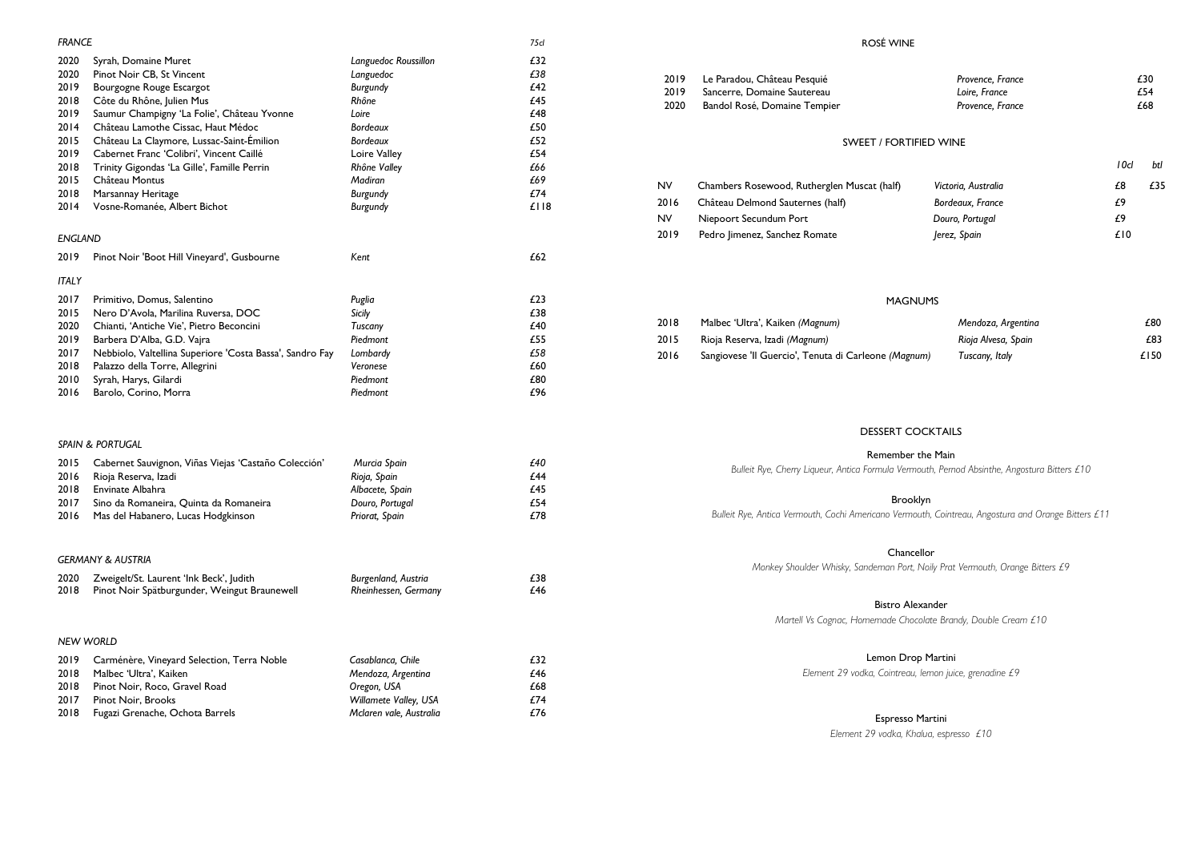## *FRANCE*

| | | | *75cl* |
|---|---|---|---|
| 2020 | Syrah, Domaine Muret | *Languedoc Roussillon* | £32 |
| 2020 | Pinot Noir CB, St Vincent | *Languedoc* | £38 |
| 2019 | Bourgogne Rouge Escargot | *Burgundy* | £42 |
| 2018 | Côte du Rhône, Julien Mus | *Rhône* | £45 |
| 2019 | Saumur Champigny 'La Folie', Château Yvonne | *Loire* | £48 |
| 2014 | Château Lamothe Cissac, Haut Médoc | *Bordeaux* | £50 |
| 2015 | Château La Claymore, Lussac-Saint-Émilion | *Bordeaux* | £52 |
| 2019 | Cabernet Franc 'Colibri', Vincent Caillé | Loire Valley | £54 |
| 2018 | Trinity Gigondas 'La Gille', Famille Perrin | *Rhône Valley* | £66 |
| 2015 | Château Montus | *Madiran* | £69 |
| 2018 | Marsannay Heritage | *Burgundy* | £74 |
| 2014 | Vosne-Romanée, Albert Bichot | *Burgundy* | £118 |

## *ENGLAND*

| | | | |
|---|---|---|---|
| 2019 | Pinot Noir 'Boot Hill Vineyard', Gusbourne | *Kent* | £62 |

## *ITALY*

| | | | |
|---|---|---|---|
| 2017 | Primitivo, Domus, Salentino | *Puglia* | £23 |
| 2015 | Nero D'Avola, Marilina Ruversa, DOC | *Sicily* | £38 |
| 2020 | Chianti, 'Antiche Vie', Pietro Beconcini | *Tuscany* | £40 |
| 2019 | Barbera D'Alba, G.D. Vajra | *Piedmont* | £55 |
| 2017 | Nebbiolo, Valtellina Superiore 'Costa Bassa', Sandro Fay | *Lombardy* | £58 |
| 2018 | Palazzo della Torre, Allegrini | *Veronese* | £60 |
| 2010 | Syrah, Harys, Gilardi | *Piedmont* | £80 |
| 2016 | Barolo, Corino, Morra | *Piedmont* | £96 |

## *SPAIN & PORTUGAL*

| | | | |
|---|---|---|---|
| 2015 | Cabernet Sauvignon, Viñas Viejas 'Castaño Colección' | *Murcia Spain* | £40 |
| 2016 | Rioja Reserva, Izadi | *Rioja, Spain* | £44 |
| 2018 | Envinate Albahra | *Albacete, Spain* | £45 |
| 2017 | Sino da Romaneira, Quinta da Romaneira | *Douro, Portugal* | £54 |
| 2016 | Mas del Habanero, Lucas Hodgkinson | *Priorat, Spain* | £78 |

## *GERMANY & AUSTRIA*

| | | | |
|---|---|---|---|
| 2020 | Zweigelt/St. Laurent 'Ink Beck', Judith | *Burgenland, Austria* | £38 |
| 2018 | Pinot Noir Spätburgunder, Weingut Braunewell | *Rheinhessen, Germany* | £46 |

## *NEW WORLD*

| | | | |
|---|---|---|---|
| 2019 | Carménère, Vineyard Selection, Terra Noble | *Casablanca, Chile* | £32 |
| 2018 | Malbec 'Ultra', Kaiken | *Mendoza, Argentina* | £46 |
| 2018 | Pinot Noir, Roco, Gravel Road | *Oregon, USA* | £68 |
| 2017 | Pinot Noir, Brooks | *Willamete Valley, USA* | £74 |
| 2018 | Fugazi Grenache, Ochota Barrels | *Mclaren vale, Australia* | £76 |

## ROSÉ WINE

| | | | |
|---|---|---|---|
| 2019 | Le Paradou, Château Pesquié | *Provence, France* | £30 |
| 2019 | Sancerre, Domaine Sautereau | *Loire, France* | £54 |
| 2020 | Bandol Rosé, Domaine Tempier | *Provence, France* | £68 |

## SWEET / FORTIFIED WINE

| | | | *10cl* | *btl* |
|---|---|---|---|---|
| NV | Chambers Rosewood, Rutherglen Muscat (half) | *Victoria, Australia* | £8 | £35 |
| 2016 | Château Delmond Sauternes (half) | *Bordeaux, France* | £9 | |
| NV | Niepoort Secundum Port | *Douro, Portugal* | £9 | |
| 2019 | Pedro Jimenez, Sanchez Romate | *Jerez, Spain* | £10 | |

## MAGNUMS

| | | | |
|---|---|---|---|
| 2018 | Malbec 'Ultra', Kaiken *(Magnum)* | *Mendoza, Argentina* | £80 |
| 2015 | Rioja Reserva, Izadi *(Magnum)* | *Rioja Alvesa, Spain* | £83 |
| 2016 | Sangiovese 'Il Guercio', Tenuta di Carleone *(Magnum)* | *Tuscany, Italy* | £150 |

## DESSERT COCKTAILS

**Remember the Main**
*Bulleit Rye, Cherry Liqueur, Antica Formula Vermouth, Pernod Absinthe, Angostura Bitters £10*

**Brooklyn**
*Bulleit Rye, Antica Vermouth, Cochi Americano Vermouth, Cointreau, Angostura and Orange Bitters £11*

**Chancellor**
*Monkey Shoulder Whisky, Sandeman Port, Noily Prat Vermouth, Orange Bitters £9*

**Bistro Alexander**
*Martell Vs Cognac, Homemade Chocolate Brandy, Double Cream £10*

**Lemon Drop Martini**
*Element 29 vodka, Cointreau, lemon juice, grenadine £9*

**Espresso Martini**
*Element 29 vodka, Khalua, espresso £10*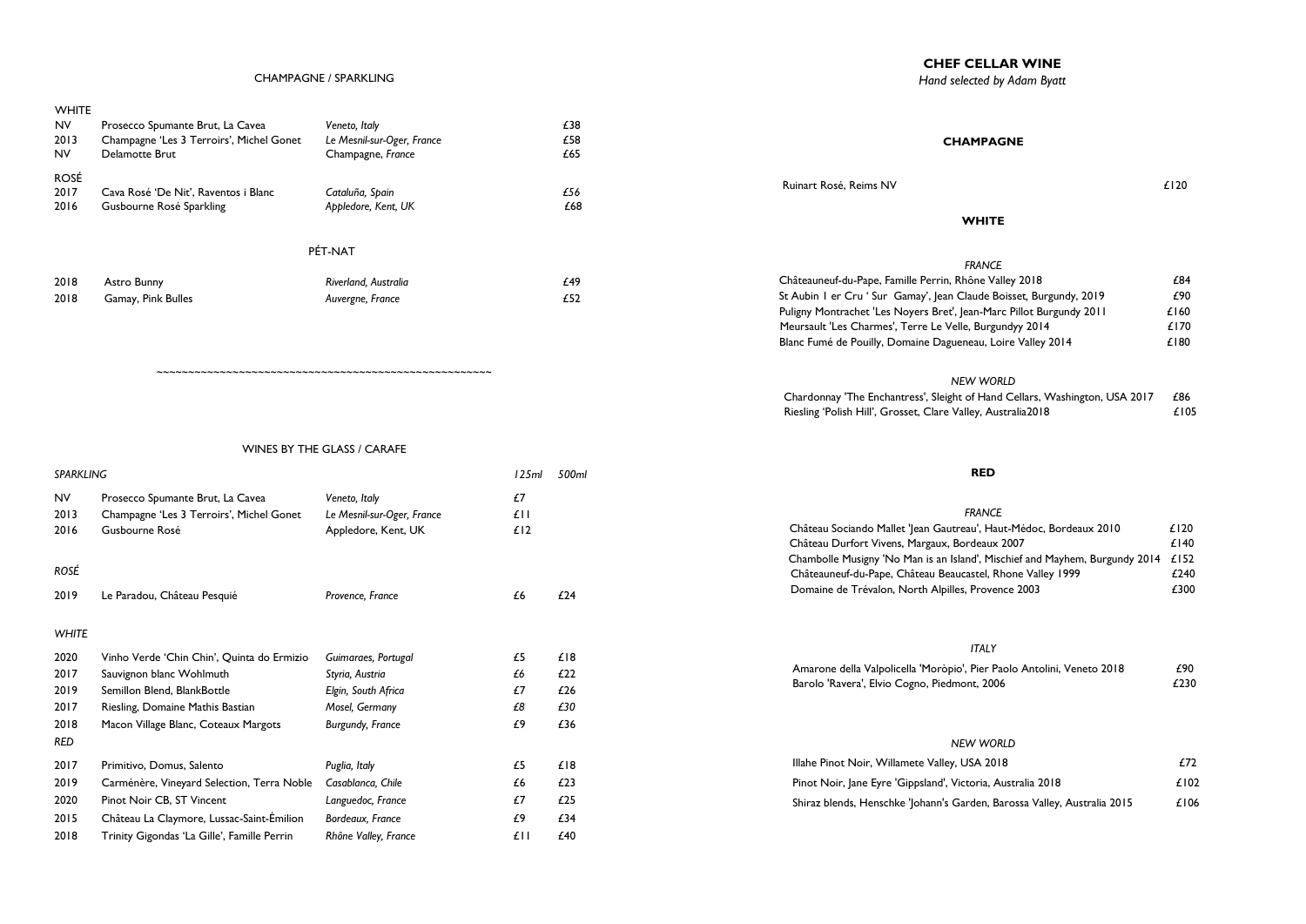## CHAMPAGNE / SPARKLING

**WHITE**

| | | | |
|---|---|---|---|
| NV | Prosecco Spumante Brut, La Cavea | *Veneto, Italy* | £38 |
| 2013 | Champagne 'Les 3 Terroirs', Michel Gonet | *Le Mesnil-sur-Oger, France* | £58 |
| NV | Delamotte Brut | Champagne, *France* | £65 |

**ROSÉ**

| | | | |
|---|---|---|---|
| 2017 | Cava Rosé 'De Nit', Raventos i Blanc | *Cataluña, Spain* | *£56* |
| 2016 | Gusbourne Rosé Sparkling | *Appledore, Kent, UK* | *£68* |

## PÉT-NAT

| | | | |
|---|---|---|---|
| 2018 | Astro Bunny | *Riverland, Australia* | *£49* |
| 2018 | Gamay, Pink Bulles | *Auvergne, France* | *£52* |

~~~~~~~~~~~~~~~~~~~~~~~~~~~~~~~~~~~~~~~~~~~~~~~~~~~~~~~~

## WINES BY THE GLASS / CARAFE

| *SPARKLING* | | | *125ml* | *500ml* |
|---|---|---|---|---|
| NV | Prosecco Spumante Brut, La Cavea | *Veneto, Italy* | £7 | |
| 2013 | Champagne 'Les 3 Terroirs', Michel Gonet | *Le Mesnil-sur-Oger, France* | £11 | |
| 2016 | Gusbourne Rosé | Appledore, Kent, UK | £12 | |
| *ROSÉ* | | | | |
| 2019 | Le Paradou, Château Pesquié | *Provence, France* | *£6* | *£24* |
| *WHITE* | | | | |
| 2020 | Vinho Verde 'Chin Chin', Quinta do Ermizio | *Guimaraes, Portugal* | *£5* | *£18* |
| 2017 | Sauvignon blanc Wohlmuth | *Styria, Austria* | *£6* | *£22* |
| 2019 | Semillon Blend, BlankBottle | *Elgin, South Africa* | *£7* | *£26* |
| 2017 | Riesling, Domaine Mathis Bastian | *Mosel, Germany* | *£8* | *£30* |
| 2018 | Macon Village Blanc, Coteaux Margots | *Burgundy, France* | *£9* | *£36* |
| *RED* | | | | |
| 2017 | Primitivo, Domus, Salento | *Puglia, Italy* | *£5* | *£18* |
| 2019 | Carménère, Vineyard Selection, Terra Noble | *Casablanca, Chile* | *£6* | *£23* |
| 2020 | Pinot Noir CB, ST Vincent | *Languedoc, France* | *£7* | *£25* |
| 2015 | Château La Claymore, Lussac-Saint-Émilion | *Bordeaux, France* | *£9* | *£34* |
| 2018 | Trinity Gigondas 'La Gille', Famille Perrin | *Rhône Valley, France* | *£11* | *£40* |

# CHEF CELLAR WINE

*Hand selected by Adam Byatt*

## CHAMPAGNE

| | |
|---|---|
| Ruinart Rosé, Reims NV | £120 |

## WHITE

*FRANCE*

| | |
|---|---|
| Châteauneuf-du-Pape, Famille Perrin, Rhône Valley 2018 | £84 |
| St Aubin 1 er Cru ' Sur Gamay', Jean Claude Boisset, Burgundy, 2019 | £90 |
| Puligny Montrachet 'Les Noyers Bret', Jean-Marc Pillot Burgundy 2011 | £160 |
| Meursault 'Les Charmes', Terre Le Velle, Burgundyy 2014 | £170 |
| Blanc Fumé de Pouilly, Domaine Dagueneau, Loire Valley 2014 | £180 |

*NEW WORLD*

| | |
|---|---|
| Chardonnay 'The Enchantress', Sleight of Hand Cellars, Washington, USA 2017 | £86 |
| Riesling 'Polish Hill', Grosset, Clare Valley, Australia2018 | £105 |

## RED

*FRANCE*

| | |
|---|---|
| Château Sociando Mallet 'Jean Gautreau', Haut-Médoc, Bordeaux 2010 | £120 |
| Château Durfort Vivens, Margaux, Bordeaux 2007 | £140 |
| Chambolle Musigny 'No Man is an Island', Mischief and Mayhem, Burgundy 2014 | £152 |
| Châteauneuf-du-Pape, Château Beaucastel, Rhone Valley 1999 | £240 |
| Domaine de Trévalon, North Alpilles, Provence 2003 | £300 |

*ITALY*

| | |
|---|---|
| Amarone della Valpolicella 'Moròpio', Pier Paolo Antolini, Veneto 2018 | £90 |
| Barolo 'Ravera', Elvio Cogno, Piedmont, 2006 | £230 |

*NEW WORLD*

| | |
|---|---|
| Illahe Pinot Noir, Willamete Valley, USA 2018 | £72 |
| Pinot Noir, Jane Eyre 'Gippsland', Victoria, Australia 2018 | £102 |
| Shiraz blends, Henschke 'Johann's Garden, Barossa Valley, Australia 2015 | £106 |